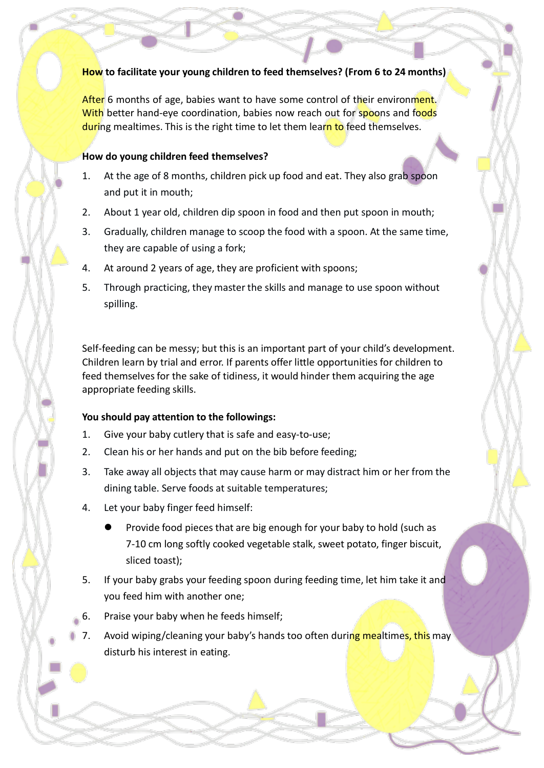## How to facilitate your young children to feed themselves? (From 6 to 24 months)

After 6 months of age, babies want to have some control of their environment. With better hand-eye coordination, babies now reach out for spoons and foods during mealtimes. This is the right time to let them learn to feed themselves.

### How do young children feed themselves?

1. At the age of 8 months, children pick up food and eat. They also grab spoon and put it in mouth;
2. About 1 year old, children dip spoon in food and then put spoon in mouth;
3. Gradually, children manage to scoop the food with a spoon. At the same time, they are capable of using a fork;
4. At around 2 years of age, they are proficient with spoons;
5. Through practicing, they master the skills and manage to use spoon without spilling.

Self-feeding can be messy; but this is an important part of your child's development. Children learn by trial and error. If parents offer little opportunities for children to feed themselves for the sake of tidiness, it would hinder them acquiring the age appropriate feeding skills.

### You should pay attention to the followings:

1. Give your baby cutlery that is safe and easy-to-use;
2. Clean his or her hands and put on the bib before feeding;
3. Take away all objects that may cause harm or may distract him or her from the dining table. Serve foods at suitable temperatures;
4. Let your baby finger feed himself:
   - Provide food pieces that are big enough for your baby to hold (such as 7-10 cm long softly cooked vegetable stalk, sweet potato, finger biscuit, sliced toast);
5. If your baby grabs your feeding spoon during feeding time, let him take it and you feed him with another one;
6. Praise your baby when he feeds himself;
7. Avoid wiping/cleaning your baby's hands too often during mealtimes, this may disturb his interest in eating.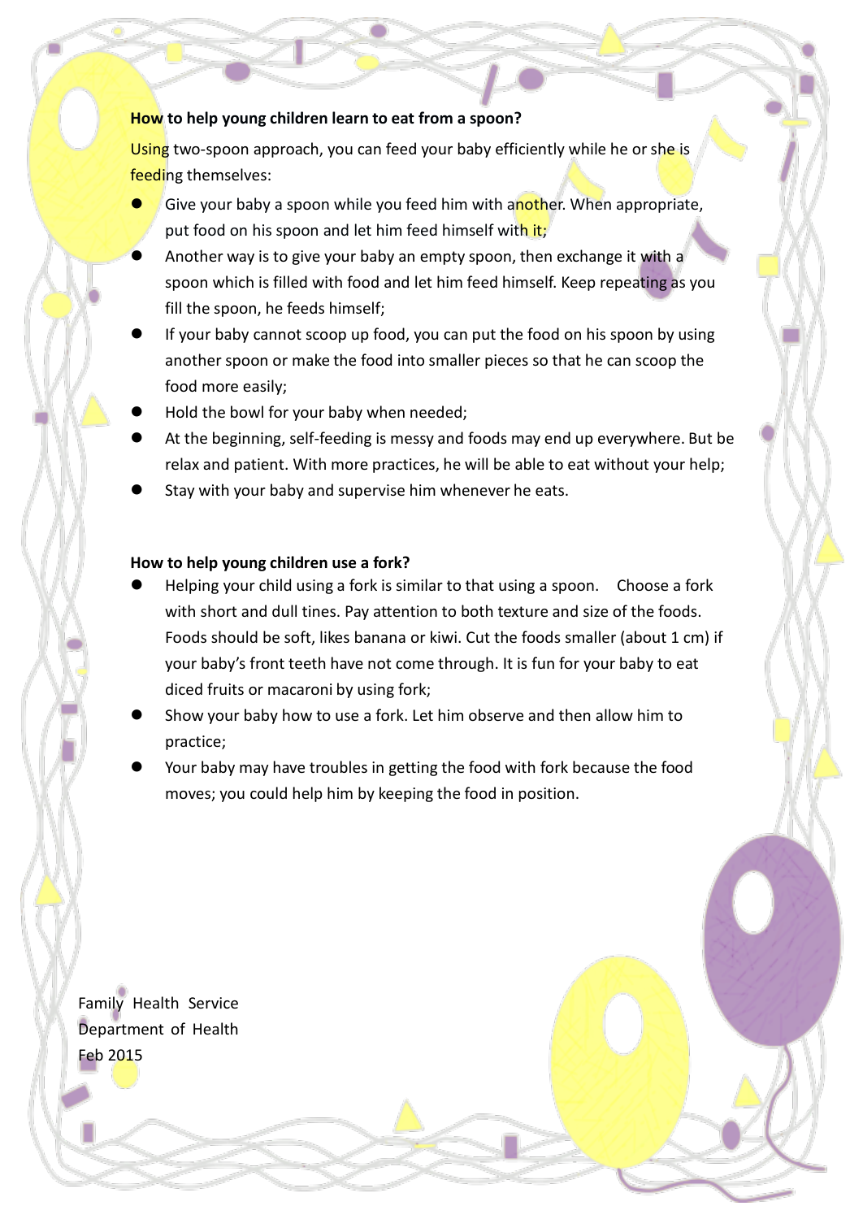**How to help young children learn to eat from a spoon?**

Using two-spoon approach, you can feed your baby efficiently while he or she is feeding themselves:

- Give your baby a spoon while you feed him with another. When appropriate, put food on his spoon and let him feed himself with it;
- Another way is to give your baby an empty spoon, then exchange it with a spoon which is filled with food and let him feed himself. Keep repeating as you fill the spoon, he feeds himself;
- If your baby cannot scoop up food, you can put the food on his spoon by using another spoon or make the food into smaller pieces so that he can scoop the food more easily;
- Hold the bowl for your baby when needed;
- At the beginning, self-feeding is messy and foods may end up everywhere. But be relax and patient. With more practices, he will be able to eat without your help;
- Stay with your baby and supervise him whenever he eats.

**How to help young children use a fork?**

- Helping your child using a fork is similar to that using a spoon. Choose a fork with short and dull tines. Pay attention to both texture and size of the foods. Foods should be soft, likes banana or kiwi. Cut the foods smaller (about 1 cm) if your baby's front teeth have not come through. It is fun for your baby to eat diced fruits or macaroni by using fork;
- Show your baby how to use a fork. Let him observe and then allow him to practice;
- Your baby may have troubles in getting the food with fork because the food moves; you could help him by keeping the food in position.

Family Health Service
Department of Health
Feb 2015